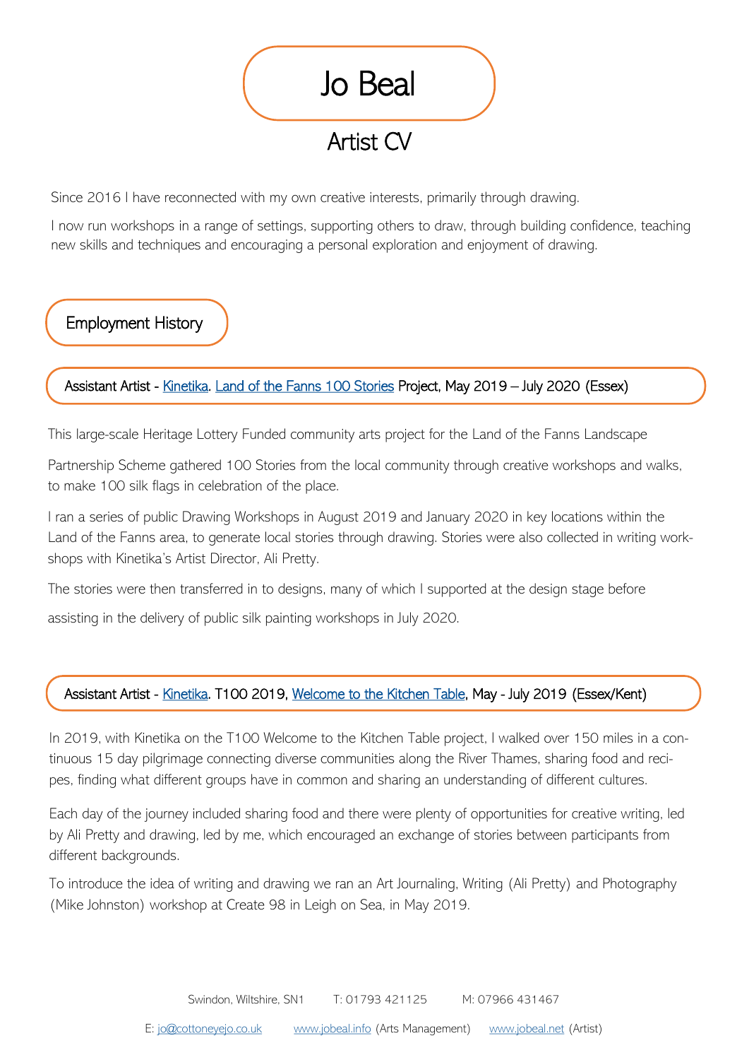# Jo Beal

## Artist CV

Since 2016 I have reconnected with my own creative interests, primarily through drawing.

I now run workshops in a range of settings, supporting others to draw, through building confidence, teaching new skills and techniques and encouraging a personal exploration and enjoyment of drawing.

## Employment History

### Assistant Artist - Kinetika. Land of the Fanns 100 Stories Project, May 2019 – July 2020 (Essex)

This large-scale Heritage Lottery Funded community arts project for the Land of the Fanns Landscape

Partnership Scheme gathered 100 Stories from the local community through creative workshops and walks, to make 100 silk flags in celebration of the place.

I ran a series of public Drawing Workshops in August 2019 and January 2020 in key locations within the Land of the Fanns area, to generate local stories through drawing. Stories were also collected in writing workshops with Kinetika's Artist Director, Ali Pretty.

The stories were then transferred in to designs, many of which I supported at the design stage before

assisting in the delivery of public silk painting workshops in July 2020.

### Assistant Artist - Kinetika. T100 2019, Welcome to the Kitchen Table, May - July 2019 (Essex/Kent)

In 2019, with Kinetika on the T100 Welcome to the Kitchen Table project, I walked over 150 miles in a continuous 15 day pilgrimage connecting diverse communities along the River Thames, sharing food and recipes, finding what different groups have in common and sharing an understanding of different cultures.

Each day of the journey included sharing food and there were plenty of opportunities for creative writing, led by Ali Pretty and drawing, led by me, which encouraged an exchange of stories between participants from different backgrounds.

To introduce the idea of writing and drawing we ran an Art Journaling, Writing (Ali Pretty) and Photography (Mike Johnston) workshop at Create 98 in Leigh on Sea, in May 2019.

Swindon, Wiltshire, SN1 T: 01793 421125 M: 07966 431467

E: jo@cottoneyejo.co.uk www.jobeal.info (Arts Management) www.jobeal.net (Artist)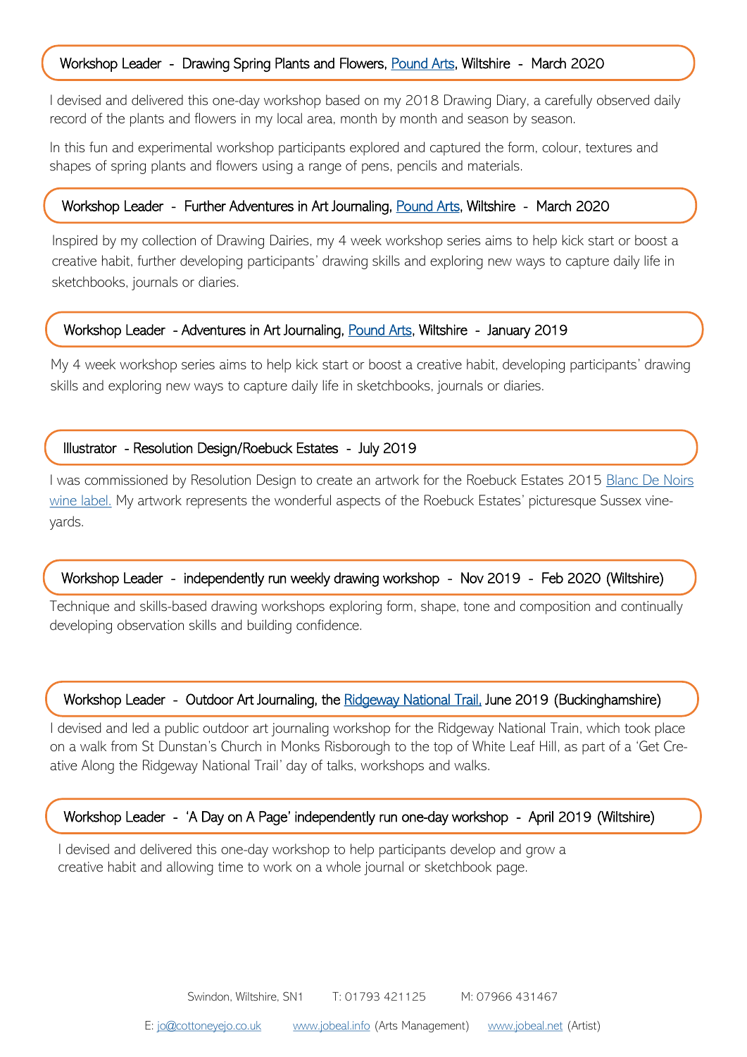### Workshop Leader - Drawing Spring Plants and Flowers, Pound Arts, Wiltshire - March 2020

I devised and delivered this one-day workshop based on my 2018 Drawing Diary, a carefully observed daily record of the plants and flowers in my local area, month by month and season by season.

In this fun and experimental workshop participants explored and captured the form, colour, textures and shapes of spring plants and flowers using a range of pens, pencils and materials.

### Workshop Leader - Further Adventures in Art Journaling, Pound Arts, Wiltshire - March 2020

Inspired by my collection of Drawing Dairies, my 4 week workshop series aims to help kick start or boost a creative habit, further developing participants' drawing skills and exploring new ways to capture daily life in sketchbooks, journals or diaries.

### Workshop Leader - Adventures in Art Journaling, Pound Arts, Wiltshire - January 2019

My 4 week workshop series aims to help kick start or boost a creative habit, developing participants' drawing skills and exploring new ways to capture daily life in sketchbooks, journals or diaries.

### Illustrator - Resolution Design/Roebuck Estates - July 2019

I was commissioned by Resolution Design to create an artwork for the Roebuck Estates 2015 Blanc De Noirs wine label. My artwork represents the wonderful aspects of the Roebuck Estates' picturesque Sussex vineyards.

### Workshop Leader - independently run weekly drawing workshop - Nov 2019 - Feb 2020 (Wiltshire)

Technique and skills-based drawing workshops exploring form, shape, tone and composition and continually developing observation skills and building confidence.

### Workshop Leader - Outdoor Art Journaling, the Ridgeway National Trail, June 2019 (Buckinghamshire)

I devised and led a public outdoor art journaling workshop for the Ridgeway National Train, which took place on a walk from St Dunstan's Church in Monks Risborough to the top of White Leaf Hill, as part of a 'Get Creative Along the Ridgeway National Trail' day of talks, workshops and walks.

### Workshop Leader - 'A Day on A Page' independently run one-day workshop - April 2019 (Wiltshire)

I devised and delivered this one-day workshop to help participants develop and grow a creative habit and allowing time to work on a whole journal or sketchbook page.

Swindon, Wiltshire, SN1 T: 01793 421125 M: 07966 431467

E: jo@cottoneyejo.co.uk www.jobeal.info (Arts Management) www.jobeal.net (Artist)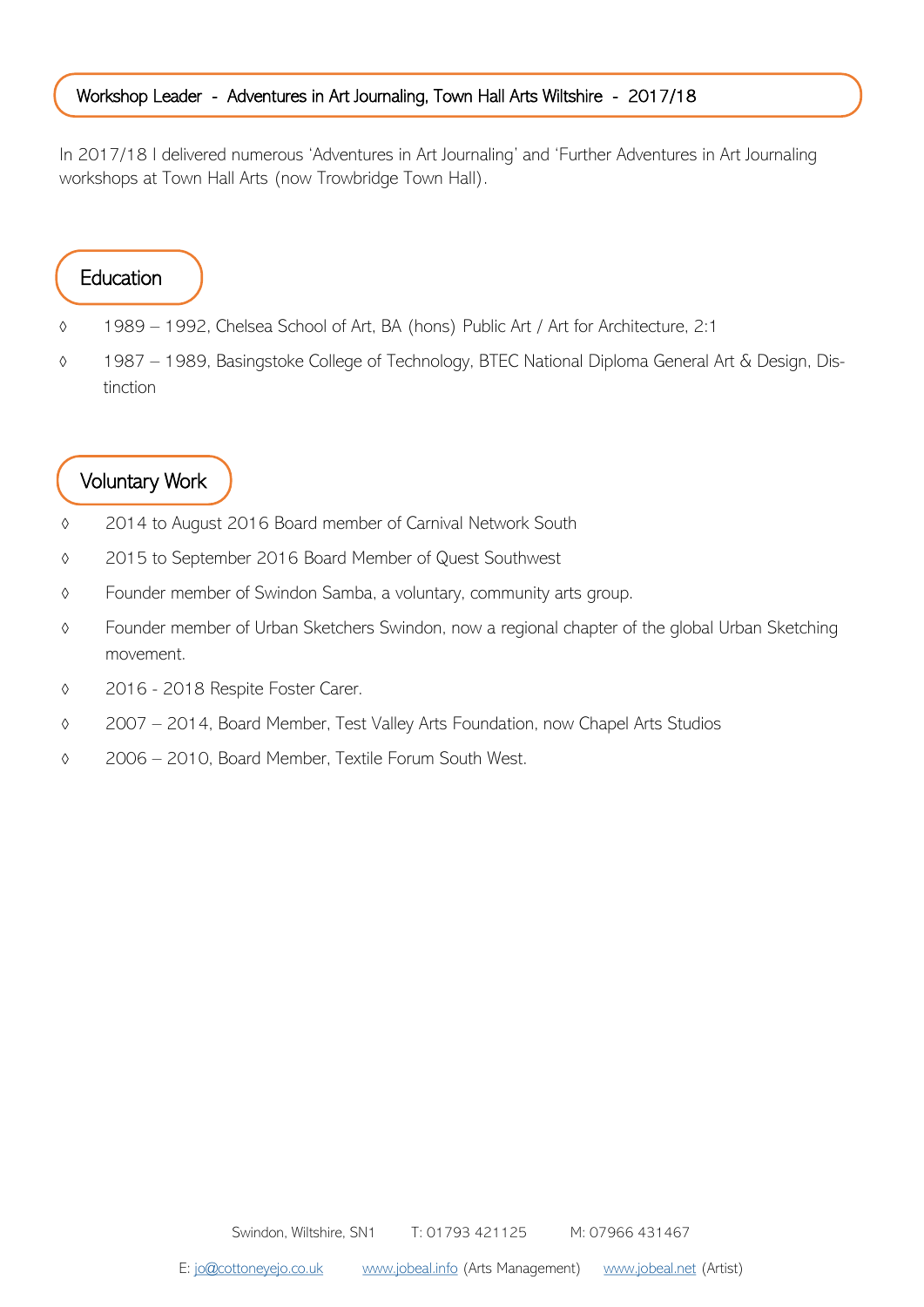### Workshop Leader - Adventures in Art Journaling, Town Hall Arts Wiltshire - 2017/18

In 2017/18 I delivered numerous 'Adventures in Art Journaling' and 'Further Adventures in Art Journaling workshops at Town Hall Arts (now Trowbridge Town Hall).

## Education

- 1989 – 1992, Chelsea School of Art, BA (hons) Public Art / Art for Architecture, 2:1
- 1987 – 1989, Basingstoke College of Technology, BTEC National Diploma General Art & Design, Distinction

## Voluntary Work

- 2014 to August 2016 Board member of Carnival Network South
- 2015 to September 2016 Board Member of Quest Southwest
- Founder member of Swindon Samba, a voluntary, community arts group.
- Founder member of Urban Sketchers Swindon, now a regional chapter of the global Urban Sketching movement.
- 2016 - 2018 Respite Foster Carer.
- 2007 – 2014, Board Member, Test Valley Arts Foundation, now Chapel Arts Studios
- 2006 – 2010, Board Member, Textile Forum South West.

Swindon, Wiltshire, SN1 T: 01793 421125 M: 07966 431467

E: jo@cottoneyejo.co.uk www.jobeal.info (Arts Management) www.jobeal.net (Artist)